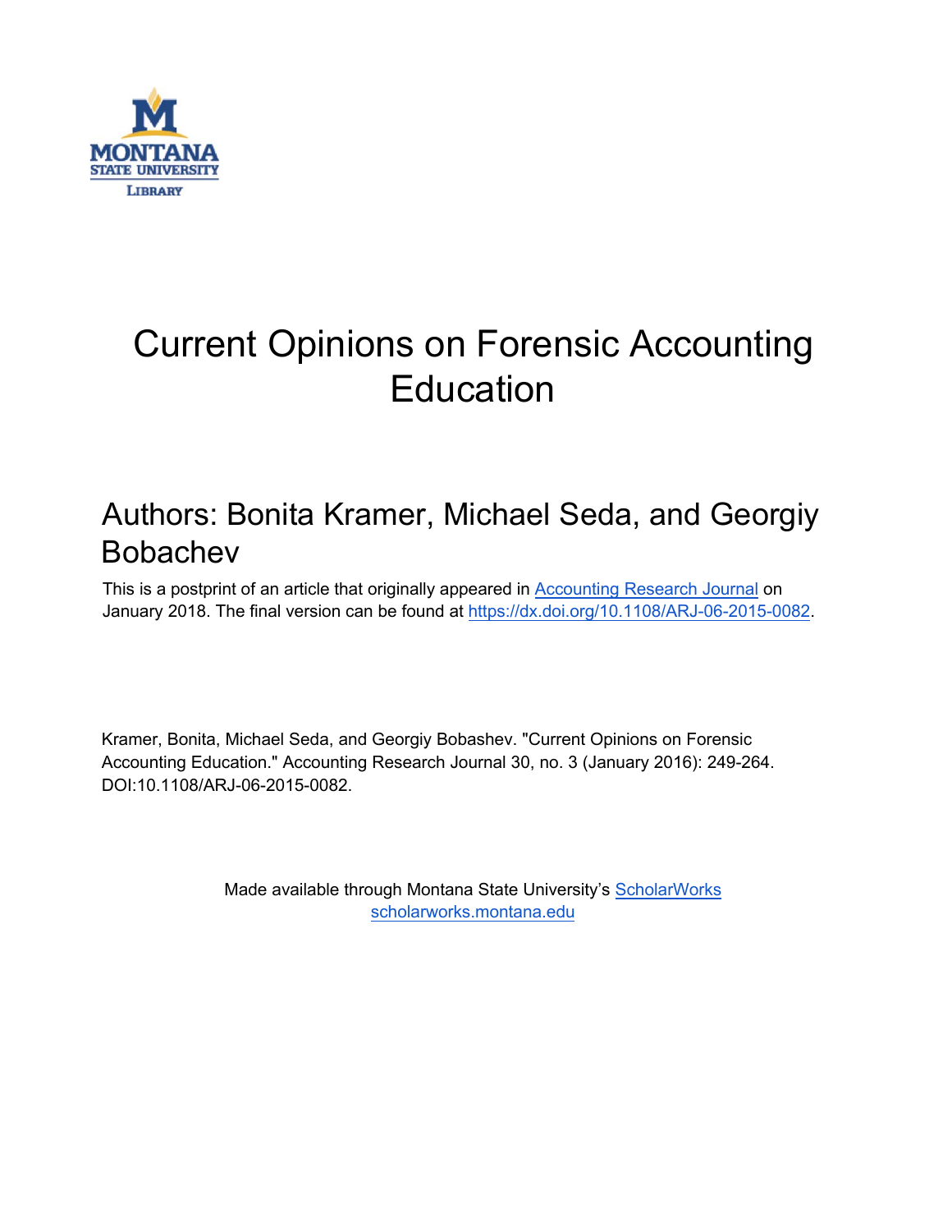# Current Opinions on Forensic Accounting Education

## Authors: Bonita Kramer, Michael Seda, and Georgiy Bobachev

This is a postprint of an article that originally appeared in Accounting Research Journal on January 2018. The final version can be found at https://dx.doi.org/10.1108/ARJ-06-2015-0082.

Kramer, Bonita, Michael Seda, and Georgiy Bobashev. "Current Opinions on Forensic Accounting Education." Accounting Research Journal 30, no. 3 (January 2016): 249-264. DOI:10.1108/ARJ-06-2015-0082.

Made available through Montana State University's ScholarWorks
scholarworks.montana.edu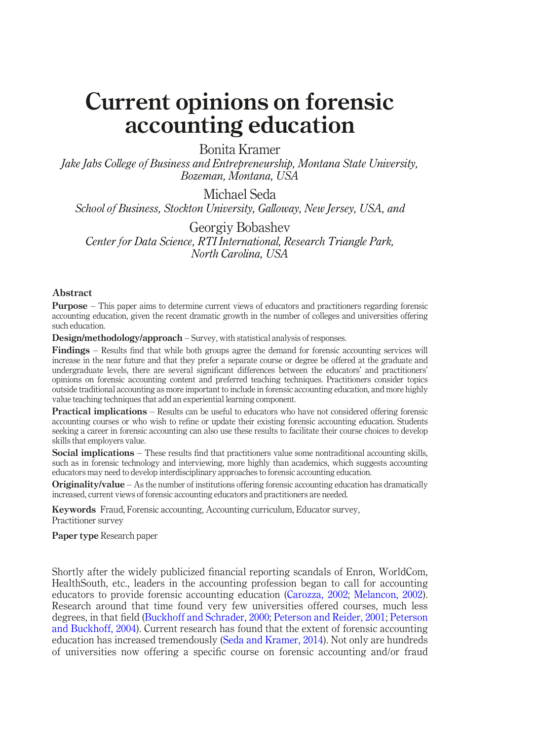# Current opinions on forensic accounting education

Bonita Kramer

*Jake Jabs College of Business and Entrepreneurship, Montana State University, Bozeman, Montana, USA*

Michael Seda

*School of Business, Stockton University, Galloway, New Jersey, USA, and*

Georgiy Bobashev

*Center for Data Science, RTI International, Research Triangle Park, North Carolina, USA*

## Abstract

**Purpose** – This paper aims to determine current views of educators and practitioners regarding forensic accounting education, given the recent dramatic growth in the number of colleges and universities offering such education.

**Design/methodology/approach** – Survey, with statistical analysis of responses.

**Findings** – Results find that while both groups agree the demand for forensic accounting services will increase in the near future and that they prefer a separate course or degree be offered at the graduate and undergraduate levels, there are several significant differences between the educators' and practitioners' opinions on forensic accounting content and preferred teaching techniques. Practitioners consider topics outside traditional accounting as more important to include in forensic accounting education, and more highly value teaching techniques that add an experiential learning component.

**Practical implications** – Results can be useful to educators who have not considered offering forensic accounting courses or who wish to refine or update their existing forensic accounting education. Students seeking a career in forensic accounting can also use these results to facilitate their course choices to develop skills that employers value.

**Social implications** – These results find that practitioners value some nontraditional accounting skills, such as in forensic technology and interviewing, more highly than academics, which suggests accounting educators may need to develop interdisciplinary approaches to forensic accounting education.

**Originality/value** – As the number of institutions offering forensic accounting education has dramatically increased, current views of forensic accounting educators and practitioners are needed.

**Keywords** Fraud, Forensic accounting, Accounting curriculum, Educator survey, Practitioner survey

**Paper type** Research paper

Shortly after the widely publicized financial reporting scandals of Enron, WorldCom, HealthSouth, etc., leaders in the accounting profession began to call for accounting educators to provide forensic accounting education (Carozza, 2002; Melancon, 2002). Research around that time found very few universities offered courses, much less degrees, in that field (Buckhoff and Schrader, 2000; Peterson and Reider, 2001; Peterson and Buckhoff, 2004). Current research has found that the extent of forensic accounting education has increased tremendously (Seda and Kramer, 2014). Not only are hundreds of universities now offering a specific course on forensic accounting and/or fraud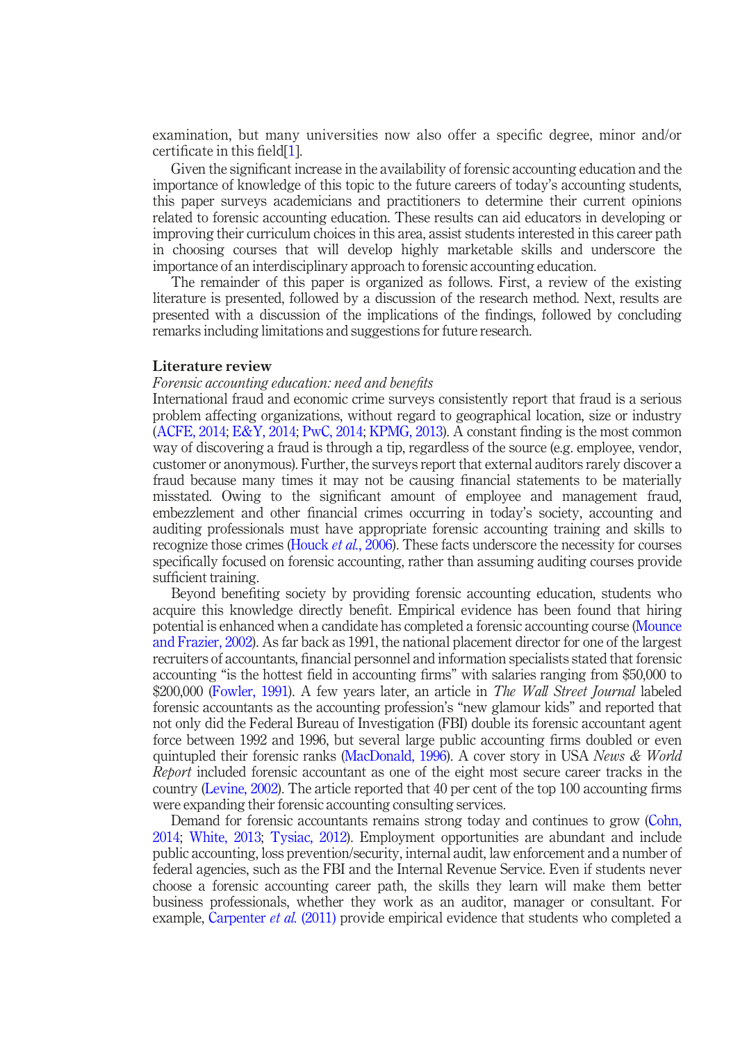examination, but many universities now also offer a specific degree, minor and/or certificate in this field[1].

Given the significant increase in the availability of forensic accounting education and the importance of knowledge of this topic to the future careers of today's accounting students, this paper surveys academicians and practitioners to determine their current opinions related to forensic accounting education. These results can aid educators in developing or improving their curriculum choices in this area, assist students interested in this career path in choosing courses that will develop highly marketable skills and underscore the importance of an interdisciplinary approach to forensic accounting education.

The remainder of this paper is organized as follows. First, a review of the existing literature is presented, followed by a discussion of the research method. Next, results are presented with a discussion of the implications of the findings, followed by concluding remarks including limitations and suggestions for future research.

## Literature review

### *Forensic accounting education: need and benefits*

International fraud and economic crime surveys consistently report that fraud is a serious problem affecting organizations, without regard to geographical location, size or industry (ACFE, 2014; E&Y, 2014; PwC, 2014; KPMG, 2013). A constant finding is the most common way of discovering a fraud is through a tip, regardless of the source (e.g. employee, vendor, customer or anonymous). Further, the surveys report that external auditors rarely discover a fraud because many times it may not be causing financial statements to be materially misstated. Owing to the significant amount of employee and management fraud, embezzlement and other financial crimes occurring in today's society, accounting and auditing professionals must have appropriate forensic accounting training and skills to recognize those crimes (Houck *et al.*, 2006). These facts underscore the necessity for courses specifically focused on forensic accounting, rather than assuming auditing courses provide sufficient training.

Beyond benefiting society by providing forensic accounting education, students who acquire this knowledge directly benefit. Empirical evidence has been found that hiring potential is enhanced when a candidate has completed a forensic accounting course (Mounce and Frazier, 2002). As far back as 1991, the national placement director for one of the largest recruiters of accountants, financial personnel and information specialists stated that forensic accounting "is the hottest field in accounting firms" with salaries ranging from $50,000 to $200,000 (Fowler, 1991). A few years later, an article in *The Wall Street Journal* labeled forensic accountants as the accounting profession's "new glamour kids" and reported that not only did the Federal Bureau of Investigation (FBI) double its forensic accountant agent force between 1992 and 1996, but several large public accounting firms doubled or even quintupled their forensic ranks (MacDonald, 1996). A cover story in USA *News & World Report* included forensic accountant as one of the eight most secure career tracks in the country (Levine, 2002). The article reported that 40 per cent of the top 100 accounting firms were expanding their forensic accounting consulting services.

Demand for forensic accountants remains strong today and continues to grow (Cohn, 2014; White, 2013; Tysiac, 2012). Employment opportunities are abundant and include public accounting, loss prevention/security, internal audit, law enforcement and a number of federal agencies, such as the FBI and the Internal Revenue Service. Even if students never choose a forensic accounting career path, the skills they learn will make them better business professionals, whether they work as an auditor, manager or consultant. For example, Carpenter *et al.* (2011) provide empirical evidence that students who completed a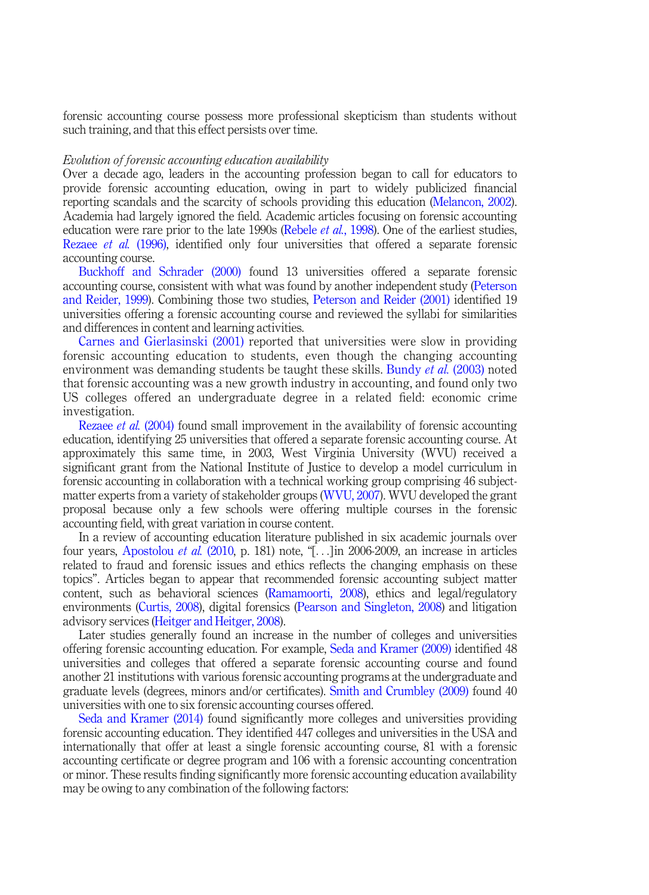forensic accounting course possess more professional skepticism than students without such training, and that this effect persists over time.

*Evolution of forensic accounting education availability*

Over a decade ago, leaders in the accounting profession began to call for educators to provide forensic accounting education, owing in part to widely publicized financial reporting scandals and the scarcity of schools providing this education (Melancon, 2002). Academia had largely ignored the field. Academic articles focusing on forensic accounting education were rare prior to the late 1990s (Rebele *et al.*, 1998). One of the earliest studies, Rezaee *et al.* (1996), identified only four universities that offered a separate forensic accounting course.

Buckhoff and Schrader (2000) found 13 universities offered a separate forensic accounting course, consistent with what was found by another independent study (Peterson and Reider, 1999). Combining those two studies, Peterson and Reider (2001) identified 19 universities offering a forensic accounting course and reviewed the syllabi for similarities and differences in content and learning activities.

Carnes and Gierlasinski (2001) reported that universities were slow in providing forensic accounting education to students, even though the changing accounting environment was demanding students be taught these skills. Bundy *et al.* (2003) noted that forensic accounting was a new growth industry in accounting, and found only two US colleges offered an undergraduate degree in a related field: economic crime investigation.

Rezaee *et al.* (2004) found small improvement in the availability of forensic accounting education, identifying 25 universities that offered a separate forensic accounting course. At approximately this same time, in 2003, West Virginia University (WVU) received a significant grant from the National Institute of Justice to develop a model curriculum in forensic accounting in collaboration with a technical working group comprising 46 subject-matter experts from a variety of stakeholder groups (WVU, 2007). WVU developed the grant proposal because only a few schools were offering multiple courses in the forensic accounting field, with great variation in course content.

In a review of accounting education literature published in six academic journals over four years, Apostolou *et al.* (2010, p. 181) note, "[...]in 2006-2009, an increase in articles related to fraud and forensic issues and ethics reflects the changing emphasis on these topics". Articles began to appear that recommended forensic accounting subject matter content, such as behavioral sciences (Ramamoorti, 2008), ethics and legal/regulatory environments (Curtis, 2008), digital forensics (Pearson and Singleton, 2008) and litigation advisory services (Heitger and Heitger, 2008).

Later studies generally found an increase in the number of colleges and universities offering forensic accounting education. For example, Seda and Kramer (2009) identified 48 universities and colleges that offered a separate forensic accounting course and found another 21 institutions with various forensic accounting programs at the undergraduate and graduate levels (degrees, minors and/or certificates). Smith and Crumbley (2009) found 40 universities with one to six forensic accounting courses offered.

Seda and Kramer (2014) found significantly more colleges and universities providing forensic accounting education. They identified 447 colleges and universities in the USA and internationally that offer at least a single forensic accounting course, 81 with a forensic accounting certificate or degree program and 106 with a forensic accounting concentration or minor. These results finding significantly more forensic accounting education availability may be owing to any combination of the following factors: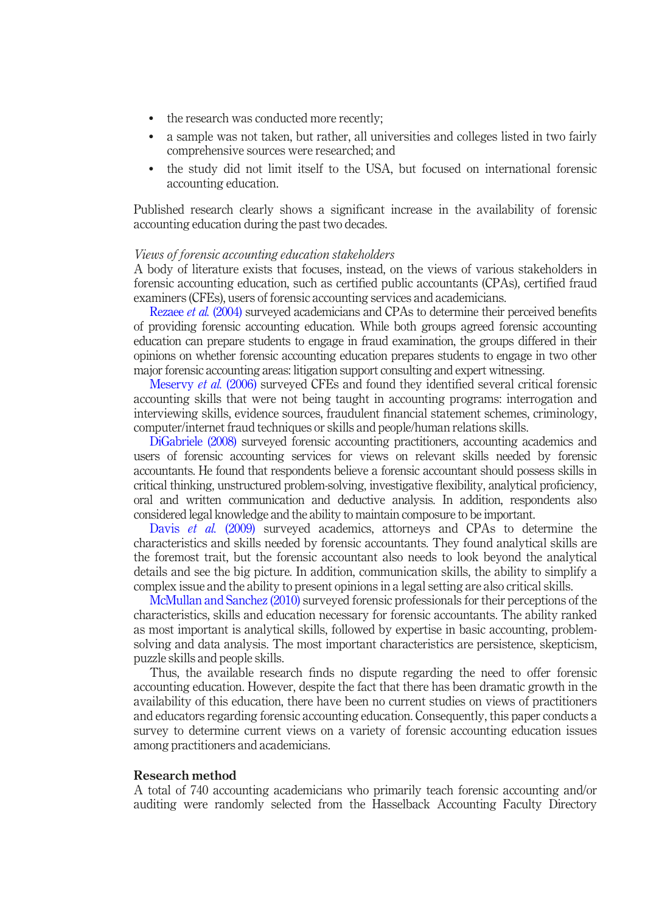- the research was conducted more recently;
- a sample was not taken, but rather, all universities and colleges listed in two fairly comprehensive sources were researched; and
- the study did not limit itself to the USA, but focused on international forensic accounting education.

Published research clearly shows a significant increase in the availability of forensic accounting education during the past two decades.

*Views of forensic accounting education stakeholders*

A body of literature exists that focuses, instead, on the views of various stakeholders in forensic accounting education, such as certified public accountants (CPAs), certified fraud examiners (CFEs), users of forensic accounting services and academicians.

Rezaee *et al.* (2004) surveyed academicians and CPAs to determine their perceived benefits of providing forensic accounting education. While both groups agreed forensic accounting education can prepare students to engage in fraud examination, the groups differed in their opinions on whether forensic accounting education prepares students to engage in two other major forensic accounting areas: litigation support consulting and expert witnessing.

Meservy *et al.* (2006) surveyed CFEs and found they identified several critical forensic accounting skills that were not being taught in accounting programs: interrogation and interviewing skills, evidence sources, fraudulent financial statement schemes, criminology, computer/internet fraud techniques or skills and people/human relations skills.

DiGabriele (2008) surveyed forensic accounting practitioners, accounting academics and users of forensic accounting services for views on relevant skills needed by forensic accountants. He found that respondents believe a forensic accountant should possess skills in critical thinking, unstructured problem-solving, investigative flexibility, analytical proficiency, oral and written communication and deductive analysis. In addition, respondents also considered legal knowledge and the ability to maintain composure to be important.

Davis *et al.* (2009) surveyed academics, attorneys and CPAs to determine the characteristics and skills needed by forensic accountants. They found analytical skills are the foremost trait, but the forensic accountant also needs to look beyond the analytical details and see the big picture. In addition, communication skills, the ability to simplify a complex issue and the ability to present opinions in a legal setting are also critical skills.

McMullan and Sanchez (2010) surveyed forensic professionals for their perceptions of the characteristics, skills and education necessary for forensic accountants. The ability ranked as most important is analytical skills, followed by expertise in basic accounting, problem-solving and data analysis. The most important characteristics are persistence, skepticism, puzzle skills and people skills.

Thus, the available research finds no dispute regarding the need to offer forensic accounting education. However, despite the fact that there has been dramatic growth in the availability of this education, there have been no current studies on views of practitioners and educators regarding forensic accounting education. Consequently, this paper conducts a survey to determine current views on a variety of forensic accounting education issues among practitioners and academicians.

## Research method

A total of 740 accounting academicians who primarily teach forensic accounting and/or auditing were randomly selected from the Hasselback Accounting Faculty Directory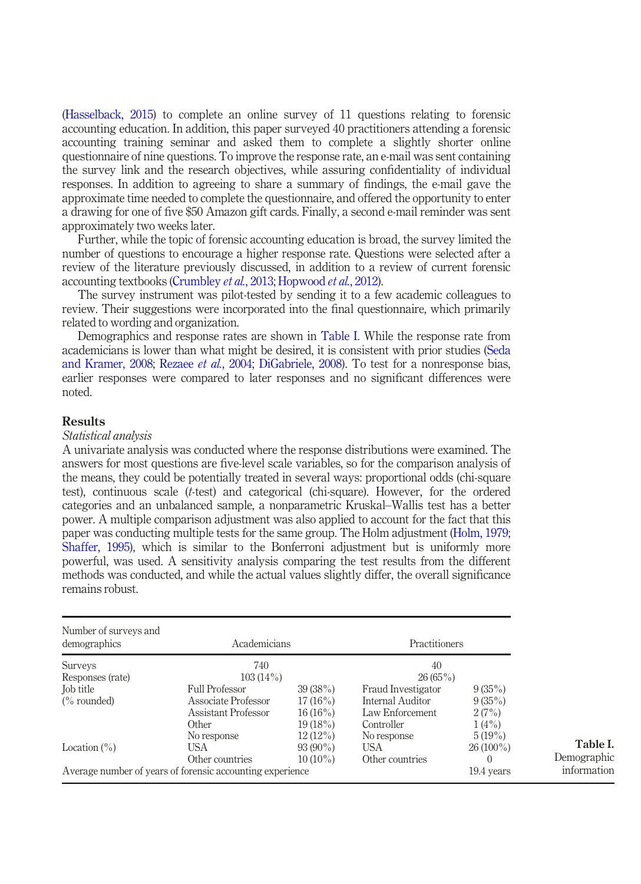(Hasselback, 2015) to complete an online survey of 11 questions relating to forensic accounting education. In addition, this paper surveyed 40 practitioners attending a forensic accounting training seminar and asked them to complete a slightly shorter online questionnaire of nine questions. To improve the response rate, an e-mail was sent containing the survey link and the research objectives, while assuring confidentiality of individual responses. In addition to agreeing to share a summary of findings, the e-mail gave the approximate time needed to complete the questionnaire, and offered the opportunity to enter a drawing for one of five $50 Amazon gift cards. Finally, a second e-mail reminder was sent approximately two weeks later.

Further, while the topic of forensic accounting education is broad, the survey limited the number of questions to encourage a higher response rate. Questions were selected after a review of the literature previously discussed, in addition to a review of current forensic accounting textbooks (Crumbley *et al.*, 2013; Hopwood *et al.*, 2012).

The survey instrument was pilot-tested by sending it to a few academic colleagues to review. Their suggestions were incorporated into the final questionnaire, which primarily related to wording and organization.

Demographics and response rates are shown in Table I. While the response rate from academicians is lower than what might be desired, it is consistent with prior studies (Seda and Kramer, 2008; Rezaee *et al.*, 2004; DiGabriele, 2008). To test for a nonresponse bias, earlier responses were compared to later responses and no significant differences were noted.

## Results

### *Statistical analysis*

A univariate analysis was conducted where the response distributions were examined. The answers for most questions are five-level scale variables, so for the comparison analysis of the means, they could be potentially treated in several ways: proportional odds (chi-square test), continuous scale (*t*-test) and categorical (chi-square). However, for the ordered categories and an unbalanced sample, a nonparametric Kruskal–Wallis test has a better power. A multiple comparison adjustment was also applied to account for the fact that this paper was conducting multiple tests for the same group. The Holm adjustment (Holm, 1979; Shaffer, 1995), which is similar to the Bonferroni adjustment but is uniformly more powerful, was used. A sensitivity analysis comparing the test results from the different methods was conducted, and while the actual values slightly differ, the overall significance remains robust.

**Table I.** Demographic information

| Number of surveys and demographics | Academicians | | Practitioners | |
|---|---|---|---|---|
| Surveys | 740 | | 40 | |
| Responses (rate) | 103 (14%) | | 26 (65%) | |
| Job title | Full Professor | 39 (38%) | Fraud Investigator | 9 (35%) |
| (% rounded) | Associate Professor | 17 (16%) | Internal Auditor | 9 (35%) |
| | Assistant Professor | 16 (16%) | Law Enforcement | 2 (7%) |
| | Other | 19 (18%) | Controller | 1 (4%) |
| | No response | 12 (12%) | No response | 5 (19%) |
| Location (%) | USA | 93 (90%) | USA | 26 (100%) |
| | Other countries | 10 (10%) | Other countries | 0 |
| Average number of years of forensic accounting experience | | | | 19.4 years |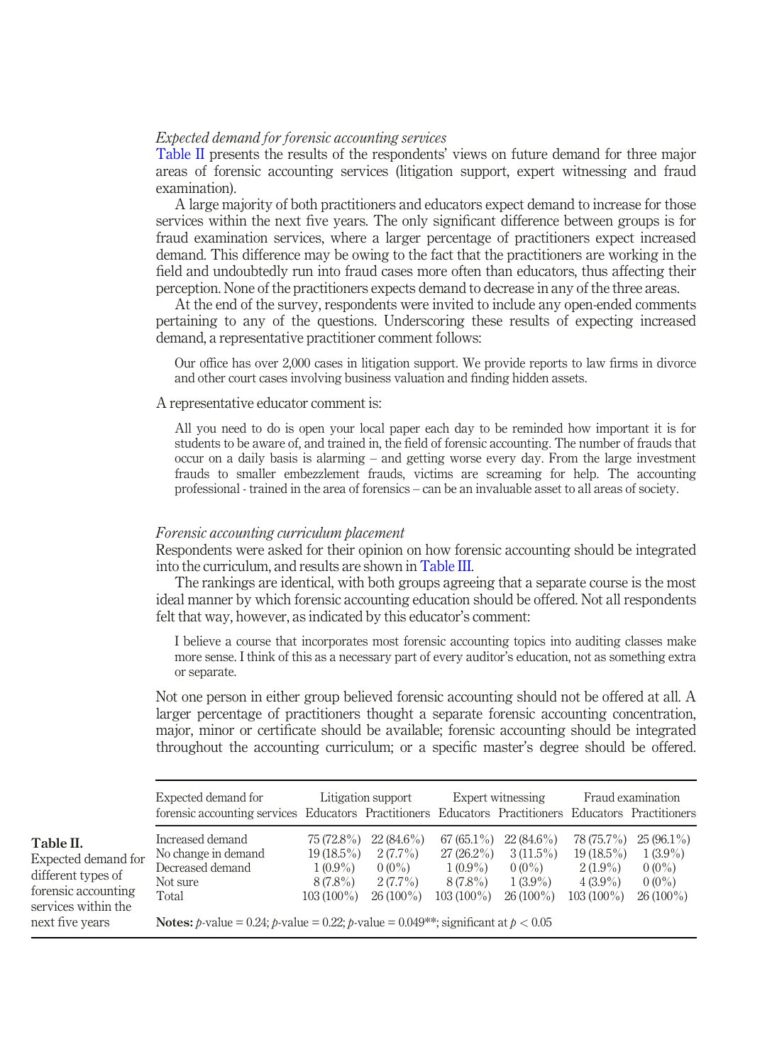*Expected demand for forensic accounting services*

Table II presents the results of the respondents' views on future demand for three major areas of forensic accounting services (litigation support, expert witnessing and fraud examination).

A large majority of both practitioners and educators expect demand to increase for those services within the next five years. The only significant difference between groups is for fraud examination services, where a larger percentage of practitioners expect increased demand. This difference may be owing to the fact that the practitioners are working in the field and undoubtedly run into fraud cases more often than educators, thus affecting their perception. None of the practitioners expects demand to decrease in any of the three areas.

At the end of the survey, respondents were invited to include any open-ended comments pertaining to any of the questions. Underscoring these results of expecting increased demand, a representative practitioner comment follows:

> Our office has over 2,000 cases in litigation support. We provide reports to law firms in divorce and other court cases involving business valuation and finding hidden assets.

A representative educator comment is:

> All you need to do is open your local paper each day to be reminded how important it is for students to be aware of, and trained in, the field of forensic accounting. The number of frauds that occur on a daily basis is alarming – and getting worse every day. From the large investment frauds to smaller embezzlement frauds, victims are screaming for help. The accounting professional - trained in the area of forensics – can be an invaluable asset to all areas of society.

*Forensic accounting curriculum placement*

Respondents were asked for their opinion on how forensic accounting should be integrated into the curriculum, and results are shown in Table III.

The rankings are identical, with both groups agreeing that a separate course is the most ideal manner by which forensic accounting education should be offered. Not all respondents felt that way, however, as indicated by this educator's comment:

> I believe a course that incorporates most forensic accounting topics into auditing classes make more sense. I think of this as a necessary part of every auditor's education, not as something extra or separate.

Not one person in either group believed forensic accounting should not be offered at all. A larger percentage of practitioners thought a separate forensic accounting concentration, major, minor or certificate should be available; forensic accounting should be integrated throughout the accounting curriculum; or a specific master's degree should be offered.

**Table II.** Expected demand for different types of forensic accounting services within the next five years

| Expected demand for forensic accounting services | Litigation support | | Expert witnessing | | Fraud examination | |
|---|---|---|---|---|---|---|
| | Educators | Practitioners | Educators | Practitioners | Educators | Practitioners |
| Increased demand | 75 (72.8%) | 22 (84.6%) | 67 (65.1%) | 22 (84.6%) | 78 (75.7%) | 25 (96.1%) |
| No change in demand | 19 (18.5%) | 2 (7.7%) | 27 (26.2%) | 3 (11.5%) | 19 (18.5%) | 1 (3.9%) |
| Decreased demand | 1 (0.9%) | 0 (0%) | 1 (0.9%) | 0 (0%) | 2 (1.9%) | 0 (0%) |
| Not sure | 8 (7.8%) | 2 (7.7%) | 8 (7.8%) | 1 (3.9%) | 4 (3.9%) | 0 (0%) |
| Total | 103 (100%) | 26 (100%) | 103 (100%) | 26 (100%) | 103 (100%) | 26 (100%) |

**Notes:** $p$-value = 0.24; $p$-value = 0.22; $p$-value = 0.049**; significant at $p < 0.05$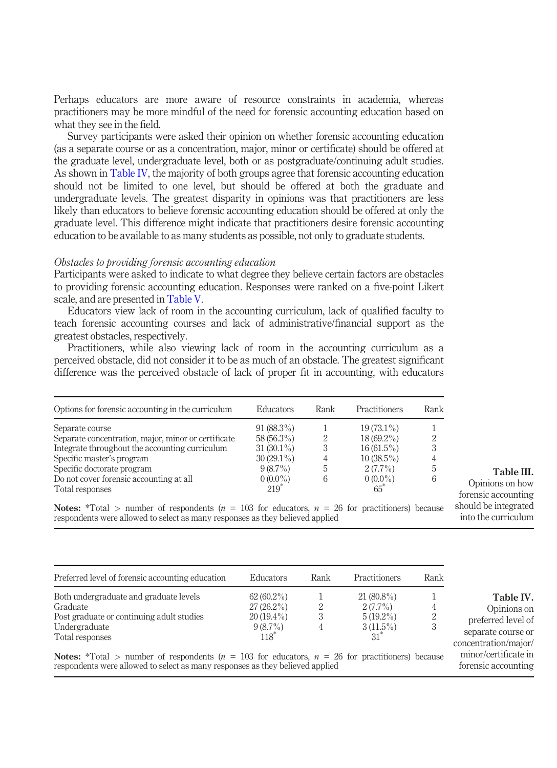Perhaps educators are more aware of resource constraints in academia, whereas practitioners may be more mindful of the need for forensic accounting education based on what they see in the field.

Survey participants were asked their opinion on whether forensic accounting education (as a separate course or as a concentration, major, minor or certificate) should be offered at the graduate level, undergraduate level, both or as postgraduate/continuing adult studies. As shown in Table IV, the majority of both groups agree that forensic accounting education should not be limited to one level, but should be offered at both the graduate and undergraduate levels. The greatest disparity in opinions was that practitioners are less likely than educators to believe forensic accounting education should be offered at only the graduate level. This difference might indicate that practitioners desire forensic accounting education to be available to as many students as possible, not only to graduate students.

*Obstacles to providing forensic accounting education*

Participants were asked to indicate to what degree they believe certain factors are obstacles to providing forensic accounting education. Responses were ranked on a five-point Likert scale, and are presented in Table V.

Educators view lack of room in the accounting curriculum, lack of qualified faculty to teach forensic accounting courses and lack of administrative/financial support as the greatest obstacles, respectively.

Practitioners, while also viewing lack of room in the accounting curriculum as a perceived obstacle, did not consider it to be as much of an obstacle. The greatest significant difference was the perceived obstacle of lack of proper fit in accounting, with educators

**Table III.** Opinions on how forensic accounting should be integrated into the curriculum

| Options for forensic accounting in the curriculum | Educators | Rank | Practitioners | Rank |
|---|---|---|---|---|
| Separate course | 91 (88.3%) | 1 | 19 (73.1%) | 1 |
| Separate concentration, major, minor or certificate | 58 (56.3%) | 2 | 18 (69.2%) | 2 |
| Integrate throughout the accounting curriculum | 31 (30.1%) | 3 | 16 (61.5%) | 3 |
| Specific master's program | 30 (29.1%) | 4 | 10 (38.5%) | 4 |
| Specific doctorate program | 9 (8.7%) | 5 | 2 (7.7%) | 5 |
| Do not cover forensic accounting at all | 0 (0.0%) | 6 | 0 (0.0%) | 6 |
| Total responses | 219* | | 65* | |

**Notes:** *Total > number of respondents ($n$ = 103 for educators, $n$ = 26 for practitioners) because respondents were allowed to select as many responses as they believed applied

**Table IV.** Opinions on preferred level of separate course or concentration/major/minor/certificate in forensic accounting

| Preferred level of forensic accounting education | Educators | Rank | Practitioners | Rank |
|---|---|---|---|---|
| Both undergraduate and graduate levels | 62 (60.2%) | 1 | 21 (80.8%) | 1 |
| Graduate | 27 (26.2%) | 2 | 2 (7.7%) | 4 |
| Post graduate or continuing adult studies | 20 (19.4%) | 3 | 5 (19.2%) | 2 |
| Undergraduate | 9 (8.7%) | 4 | 3 (11.5%) | 3 |
| Total responses | 118* | | 31* | |

**Notes:** *Total > number of respondents ($n$ = 103 for educators, $n$ = 26 for practitioners) because respondents were allowed to select as many responses as they believed applied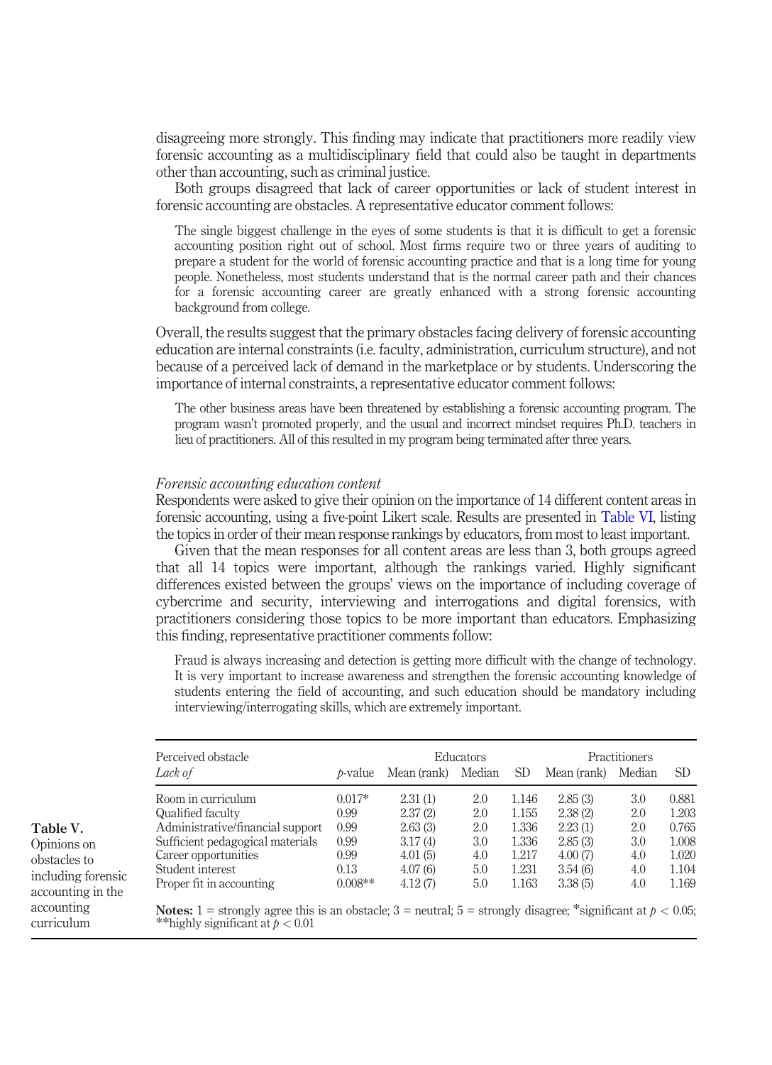disagreeing more strongly. This finding may indicate that practitioners more readily view forensic accounting as a multidisciplinary field that could also be taught in departments other than accounting, such as criminal justice.

Both groups disagreed that lack of career opportunities or lack of student interest in forensic accounting are obstacles. A representative educator comment follows:

> The single biggest challenge in the eyes of some students is that it is difficult to get a forensic accounting position right out of school. Most firms require two or three years of auditing to prepare a student for the world of forensic accounting practice and that is a long time for young people. Nonetheless, most students understand that is the normal career path and their chances for a forensic accounting career are greatly enhanced with a strong forensic accounting background from college.

Overall, the results suggest that the primary obstacles facing delivery of forensic accounting education are internal constraints (i.e. faculty, administration, curriculum structure), and not because of a perceived lack of demand in the marketplace or by students. Underscoring the importance of internal constraints, a representative educator comment follows:

> The other business areas have been threatened by establishing a forensic accounting program. The program wasn't promoted properly, and the usual and incorrect mindset requires Ph.D. teachers in lieu of practitioners. All of this resulted in my program being terminated after three years.

### *Forensic accounting education content*

Respondents were asked to give their opinion on the importance of 14 different content areas in forensic accounting, using a five-point Likert scale. Results are presented in Table VI, listing the topics in order of their mean response rankings by educators, from most to least important.

Given that the mean responses for all content areas are less than 3, both groups agreed that all 14 topics were important, although the rankings varied. Highly significant differences existed between the groups' views on the importance of including coverage of cybercrime and security, interviewing and interrogations and digital forensics, with practitioners considering those topics to be more important than educators. Emphasizing this finding, representative practitioner comments follow:

> Fraud is always increasing and detection is getting more difficult with the change of technology. It is very important to increase awareness and strengthen the forensic accounting knowledge of students entering the field of accounting, and such education should be mandatory including interviewing/interrogating skills, which are extremely important.

**Table V.** Opinions on obstacles to including forensic accounting in the accounting curriculum

| Perceived obstacle | | Educators | | | Practitioners | | |
|---|---|---|---|---|---|---|---|
| *Lack of* | $p$-value | Mean (rank) | Median | SD | Mean (rank) | Median | SD |
| Room in curriculum | 0.017* | 2.31 (1) | 2.0 | 1.146 | 2.85 (3) | 3.0 | 0.881 |
| Qualified faculty | 0.99 | 2.37 (2) | 2.0 | 1.155 | 2.38 (2) | 2.0 | 1.203 |
| Administrative/financial support | 0.99 | 2.63 (3) | 2.0 | 1.336 | 2.23 (1) | 2.0 | 0.765 |
| Sufficient pedagogical materials | 0.99 | 3.17 (4) | 3.0 | 1.336 | 2.85 (3) | 3.0 | 1.008 |
| Career opportunities | 0.99 | 4.01 (5) | 4.0 | 1.217 | 4.00 (7) | 4.0 | 1.020 |
| Student interest | 0.13 | 4.07 (6) | 5.0 | 1.231 | 3.54 (6) | 4.0 | 1.104 |
| Proper fit in accounting | 0.008** | 4.12 (7) | 5.0 | 1.163 | 3.38 (5) | 4.0 | 1.169 |

**Notes:** 1 = strongly agree this is an obstacle; 3 = neutral; 5 = strongly disagree; *significant at $p < 0.05$; **highly significant at $p < 0.01$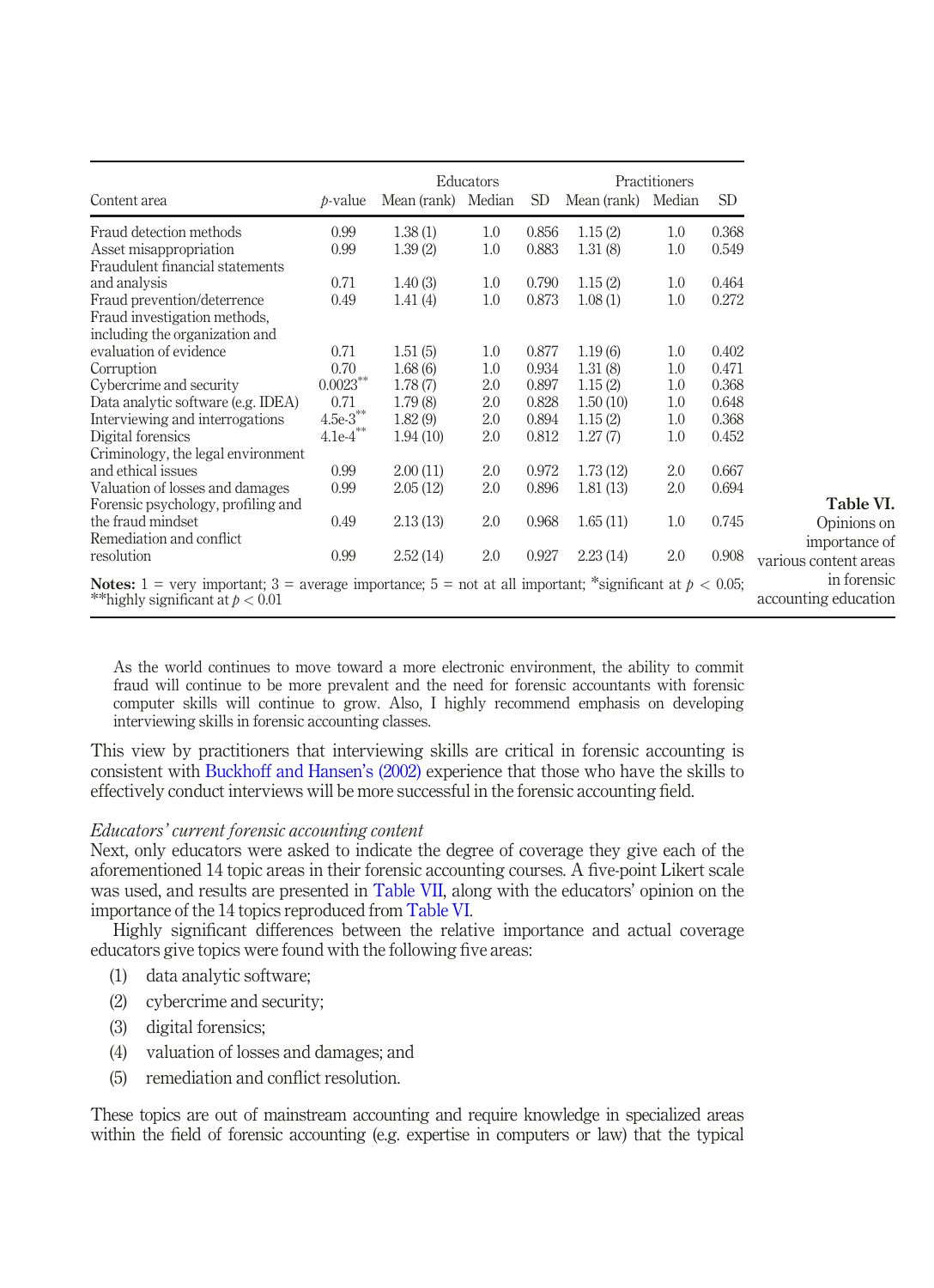**Table VI.** Opinions on importance of various content areas in forensic accounting education

| Content area | $p$-value | Educators Mean (rank) | Educators Median | Educators SD | Practitioners Mean (rank) | Practitioners Median | Practitioners SD |
|---|---|---|---|---|---|---|---|
| Fraud detection methods | 0.99 | 1.38 (1) | 1.0 | 0.856 | 1.15 (2) | 1.0 | 0.368 |
| Asset misappropriation | 0.99 | 1.39 (2) | 1.0 | 0.883 | 1.31 (8) | 1.0 | 0.549 |
| Fraudulent financial statements and analysis | 0.71 | 1.40 (3) | 1.0 | 0.790 | 1.15 (2) | 1.0 | 0.464 |
| Fraud prevention/deterrence | 0.49 | 1.41 (4) | 1.0 | 0.873 | 1.08 (1) | 1.0 | 0.272 |
| Fraud investigation methods, including the organization and evaluation of evidence | 0.71 | 1.51 (5) | 1.0 | 0.877 | 1.19 (6) | 1.0 | 0.402 |
| Corruption | 0.70 | 1.68 (6) | 1.0 | 0.934 | 1.31 (8) | 1.0 | 0.471 |
| Cybercrime and security | 0.0023** | 1.78 (7) | 2.0 | 0.897 | 1.15 (2) | 1.0 | 0.368 |
| Data analytic software (e.g. IDEA) | 0.71 | 1.79 (8) | 2.0 | 0.828 | 1.50 (10) | 1.0 | 0.648 |
| Interviewing and interrogations | 4.5e-3** | 1.82 (9) | 2.0 | 0.894 | 1.15 (2) | 1.0 | 0.368 |
| Digital forensics | 4.1e-4** | 1.94 (10) | 2.0 | 0.812 | 1.27 (7) | 1.0 | 0.452 |
| Criminology, the legal environment and ethical issues | 0.99 | 2.00 (11) | 2.0 | 0.972 | 1.73 (12) | 2.0 | 0.667 |
| Valuation of losses and damages | 0.99 | 2.05 (12) | 2.0 | 0.896 | 1.81 (13) | 2.0 | 0.694 |
| Forensic psychology, profiling and the fraud mindset | 0.49 | 2.13 (13) | 2.0 | 0.968 | 1.65 (11) | 1.0 | 0.745 |
| Remediation and conflict resolution | 0.99 | 2.52 (14) | 2.0 | 0.927 | 2.23 (14) | 2.0 | 0.908 |

**Notes:** 1 = very important; 3 = average importance; 5 = not at all important; *significant at $p < 0.05$; **highly significant at $p < 0.01$

> As the world continues to move toward a more electronic environment, the ability to commit fraud will continue to be more prevalent and the need for forensic accountants with forensic computer skills will continue to grow. Also, I highly recommend emphasis on developing interviewing skills in forensic accounting classes.

This view by practitioners that interviewing skills are critical in forensic accounting is consistent with Buckhoff and Hansen's (2002) experience that those who have the skills to effectively conduct interviews will be more successful in the forensic accounting field.

*Educators' current forensic accounting content*

Next, only educators were asked to indicate the degree of coverage they give each of the aforementioned 14 topic areas in their forensic accounting courses. A five-point Likert scale was used, and results are presented in Table VII, along with the educators' opinion on the importance of the 14 topics reproduced from Table VI.

Highly significant differences between the relative importance and actual coverage educators give topics were found with the following five areas:

1. data analytic software;
2. cybercrime and security;
3. digital forensics;
4. valuation of losses and damages; and
5. remediation and conflict resolution.

These topics are out of mainstream accounting and require knowledge in specialized areas within the field of forensic accounting (e.g. expertise in computers or law) that the typical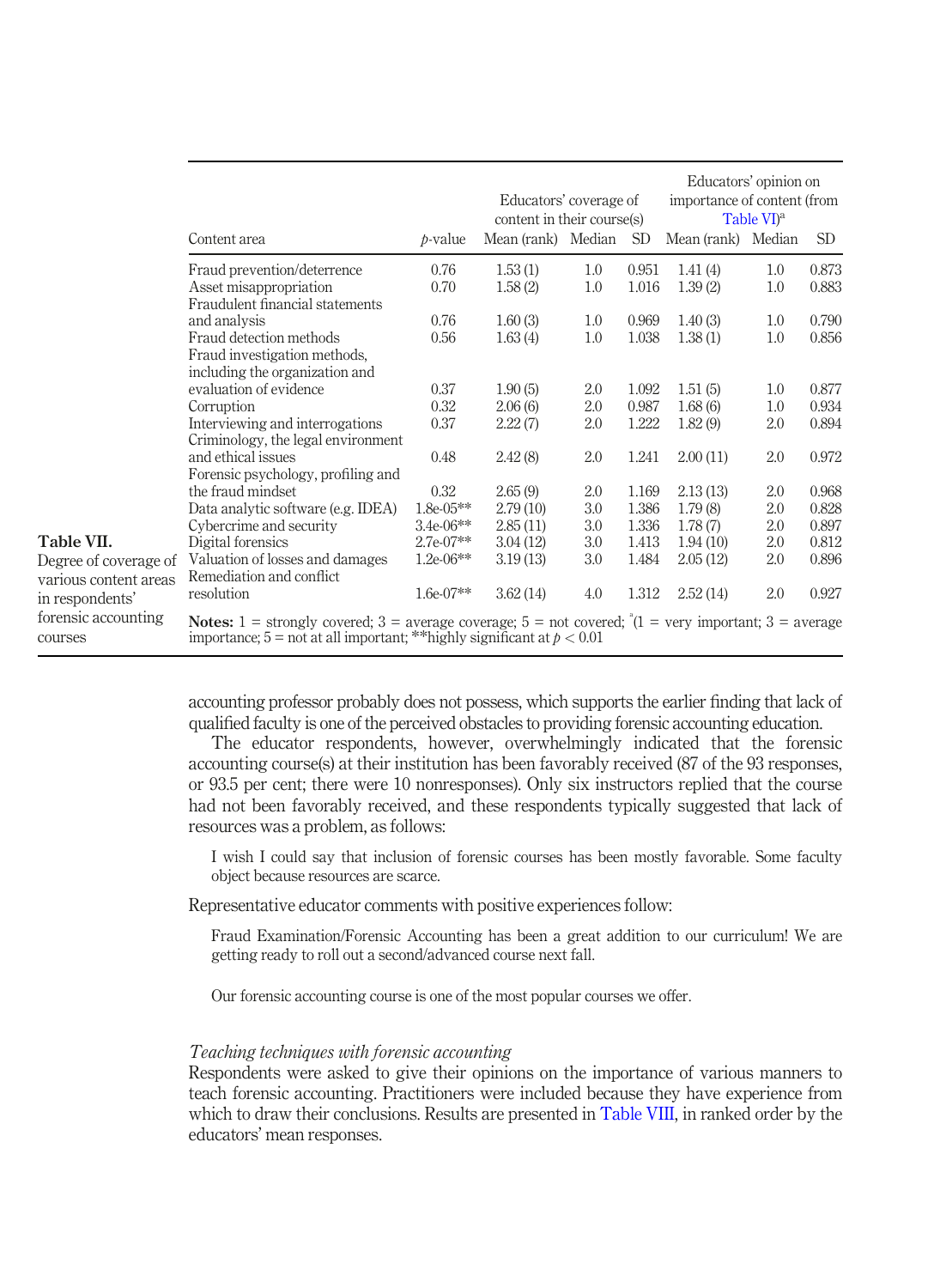**Table VII.** Degree of coverage of various content areas in respondents' forensic accounting courses

| Content area | *p*-value | Educators' coverage of content in their course(s) | | | Educators' opinion on importance of content (from Table VI)[a] | | |
|---|---|---|---|---|---|---|---|
| | | Mean (rank) | Median | SD | Mean (rank) | Median | SD |
| Fraud prevention/deterrence | 0.76 | 1.53 (1) | 1.0 | 0.951 | 1.41 (4) | 1.0 | 0.873 |
| Asset misappropriation | 0.70 | 1.58 (2) | 1.0 | 1.016 | 1.39 (2) | 1.0 | 0.883 |
| Fraudulent financial statements and analysis | 0.76 | 1.60 (3) | 1.0 | 0.969 | 1.40 (3) | 1.0 | 0.790 |
| Fraud detection methods | 0.56 | 1.63 (4) | 1.0 | 1.038 | 1.38 (1) | 1.0 | 0.856 |
| Fraud investigation methods, including the organization and evaluation of evidence | 0.37 | 1.90 (5) | 2.0 | 1.092 | 1.51 (5) | 1.0 | 0.877 |
| Corruption | 0.32 | 2.06 (6) | 2.0 | 0.987 | 1.68 (6) | 1.0 | 0.934 |
| Interviewing and interrogations | 0.37 | 2.22 (7) | 2.0 | 1.222 | 1.82 (9) | 2.0 | 0.894 |
| Criminology, the legal environment and ethical issues | 0.48 | 2.42 (8) | 2.0 | 1.241 | 2.00 (11) | 2.0 | 0.972 |
| Forensic psychology, profiling and the fraud mindset | 0.32 | 2.65 (9) | 2.0 | 1.169 | 2.13 (13) | 2.0 | 0.968 |
| Data analytic software (e.g. IDEA) | 1.8e-05** | 2.79 (10) | 3.0 | 1.386 | 1.79 (8) | 2.0 | 0.828 |
| Cybercrime and security | 3.4e-06** | 2.85 (11) | 3.0 | 1.336 | 1.78 (7) | 2.0 | 0.897 |
| Digital forensics | 2.7e-07** | 3.04 (12) | 3.0 | 1.413 | 1.94 (10) | 2.0 | 0.812 |
| Valuation of losses and damages | 1.2e-06** | 3.19 (13) | 3.0 | 1.484 | 2.05 (12) | 2.0 | 0.896 |
| Remediation and conflict resolution | 1.6e-07** | 3.62 (14) | 4.0 | 1.312 | 2.52 (14) | 2.0 | 0.927 |

**Notes:** 1 = strongly covered; 3 = average coverage; 5 = not covered; [a](1 = very important; 3 = average importance; 5 = not at all important; **highly significant at $p < 0.01$

accounting professor probably does not possess, which supports the earlier finding that lack of qualified faculty is one of the perceived obstacles to providing forensic accounting education.

The educator respondents, however, overwhelmingly indicated that the forensic accounting course(s) at their institution has been favorably received (87 of the 93 responses, or 93.5 per cent; there were 10 nonresponses). Only six instructors replied that the course had not been favorably received, and these respondents typically suggested that lack of resources was a problem, as follows:

> I wish I could say that inclusion of forensic courses has been mostly favorable. Some faculty object because resources are scarce.

Representative educator comments with positive experiences follow:

> Fraud Examination/Forensic Accounting has been a great addition to our curriculum! We are getting ready to roll out a second/advanced course next fall.

> Our forensic accounting course is one of the most popular courses we offer.

### *Teaching techniques with forensic accounting*

Respondents were asked to give their opinions on the importance of various manners to teach forensic accounting. Practitioners were included because they have experience from which to draw their conclusions. Results are presented in Table VIII, in ranked order by the educators' mean responses.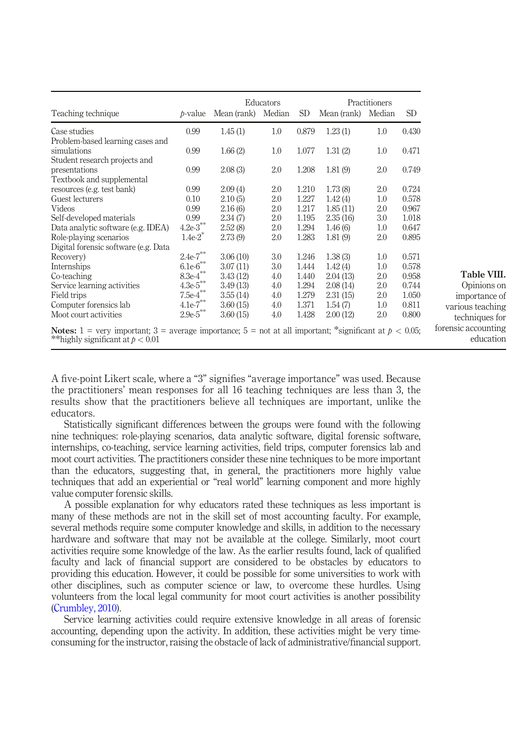| Teaching technique | $p$-value | Educators | | | Practitioners | | |
|---|---|---|---|---|---|---|---|
| | | Mean (rank) | Median | SD | Mean (rank) | Median | SD |
| Case studies | 0.99 | 1.45 (1) | 1.0 | 0.879 | 1.23 (1) | 1.0 | 0.430 |
| Problem-based learning cases and simulations | 0.99 | 1.66 (2) | 1.0 | 1.077 | 1.31 (2) | 1.0 | 0.471 |
| Student research projects and presentations | 0.99 | 2.08 (3) | 2.0 | 1.208 | 1.81 (9) | 2.0 | 0.749 |
| Textbook and supplemental resources (e.g. test bank) | 0.99 | 2.09 (4) | 2.0 | 1.210 | 1.73 (8) | 2.0 | 0.724 |
| Guest lecturers | 0.10 | 2.10 (5) | 2.0 | 1.227 | 1.42 (4) | 1.0 | 0.578 |
| Videos | 0.99 | 2.16 (6) | 2.0 | 1.217 | 1.85 (11) | 2.0 | 0.967 |
| Self-developed materials | 0.99 | 2.34 (7) | 2.0 | 1.195 | 2.35 (16) | 3.0 | 1.018 |
| Data analytic software (e.g. IDEA) | 4.2e-3** | 2.52 (8) | 2.0 | 1.294 | 1.46 (6) | 1.0 | 0.647 |
| Role-playing scenarios | 1.4e-2* | 2.73 (9) | 2.0 | 1.283 | 1.81 (9) | 2.0 | 0.895 |
| Digital forensic software (e.g. Data Recovery) | 2.4e-7** | 3.06 (10) | 3.0 | 1.246 | 1.38 (3) | 1.0 | 0.571 |
| Internships | 6.1e-6** | 3.07 (11) | 3.0 | 1.444 | 1.42 (4) | 1.0 | 0.578 |
| Co-teaching | 8.3e-4** | 3.43 (12) | 4.0 | 1.440 | 2.04 (13) | 2.0 | 0.958 |
| Service learning activities | 4.3e-5** | 3.49 (13) | 4.0 | 1.294 | 2.08 (14) | 2.0 | 0.744 |
| Field trips | 7.5e-4** | 3.55 (14) | 4.0 | 1.279 | 2.31 (15) | 2.0 | 1.050 |
| Computer forensics lab | 4.1e-7** | 3.60 (15) | 4.0 | 1.371 | 1.54 (7) | 1.0 | 0.811 |
| Moot court activities | 2.9e-5** | 3.60 (15) | 4.0 | 1.428 | 2.00 (12) | 2.0 | 0.800 |

**Notes:** 1 = very important; 3 = average importance; 5 = not at all important; *significant at $p < 0.05$; **highly significant at $p < 0.01$

**Table VIII.** Opinions on importance of various teaching techniques for forensic accounting education

A five-point Likert scale, where a "3" signifies "average importance" was used. Because the practitioners' mean responses for all 16 teaching techniques are less than 3, the results show that the practitioners believe all techniques are important, unlike the educators.

Statistically significant differences between the groups were found with the following nine techniques: role-playing scenarios, data analytic software, digital forensic software, internships, co-teaching, service learning activities, field trips, computer forensics lab and moot court activities. The practitioners consider these nine techniques to be more important than the educators, suggesting that, in general, the practitioners more highly value techniques that add an experiential or "real world" learning component and more highly value computer forensic skills.

A possible explanation for why educators rated these techniques as less important is many of these methods are not in the skill set of most accounting faculty. For example, several methods require some computer knowledge and skills, in addition to the necessary hardware and software that may not be available at the college. Similarly, moot court activities require some knowledge of the law. As the earlier results found, lack of qualified faculty and lack of financial support are considered to be obstacles by educators to providing this education. However, it could be possible for some universities to work with other disciplines, such as computer science or law, to overcome these hurdles. Using volunteers from the local legal community for moot court activities is another possibility (Crumbley, 2010).

Service learning activities could require extensive knowledge in all areas of forensic accounting, depending upon the activity. In addition, these activities might be very time-consuming for the instructor, raising the obstacle of lack of administrative/financial support.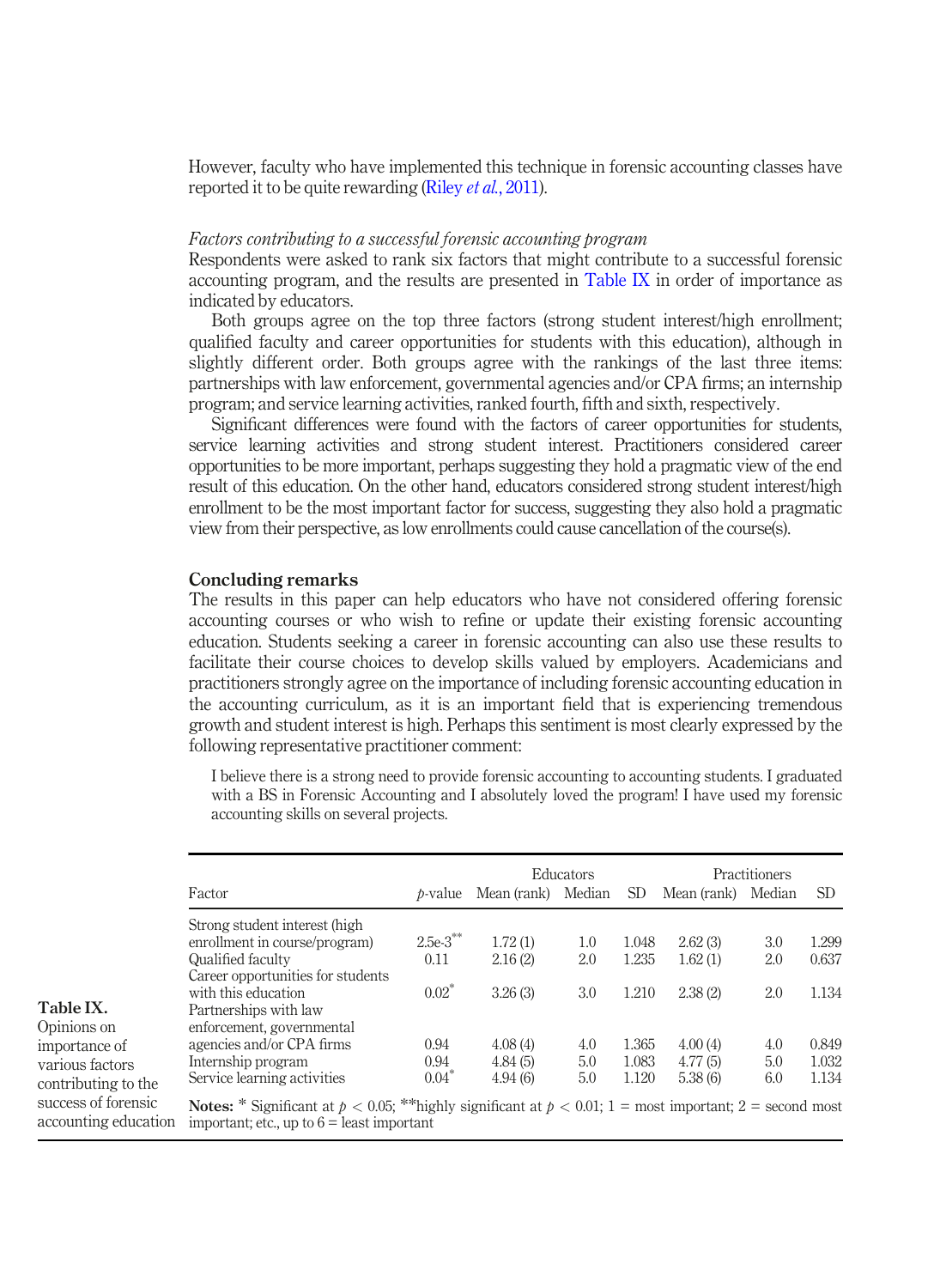However, faculty who have implemented this technique in forensic accounting classes have reported it to be quite rewarding (Riley *et al.*, 2011).

*Factors contributing to a successful forensic accounting program*

Respondents were asked to rank six factors that might contribute to a successful forensic accounting program, and the results are presented in Table IX in order of importance as indicated by educators.

Both groups agree on the top three factors (strong student interest/high enrollment; qualified faculty and career opportunities for students with this education), although in slightly different order. Both groups agree with the rankings of the last three items: partnerships with law enforcement, governmental agencies and/or CPA firms; an internship program; and service learning activities, ranked fourth, fifth and sixth, respectively.

Significant differences were found with the factors of career opportunities for students, service learning activities and strong student interest. Practitioners considered career opportunities to be more important, perhaps suggesting they hold a pragmatic view of the end result of this education. On the other hand, educators considered strong student interest/high enrollment to be the most important factor for success, suggesting they also hold a pragmatic view from their perspective, as low enrollments could cause cancellation of the course(s).

## Concluding remarks

The results in this paper can help educators who have not considered offering forensic accounting courses or who wish to refine or update their existing forensic accounting education. Students seeking a career in forensic accounting can also use these results to facilitate their course choices to develop skills valued by employers. Academicians and practitioners strongly agree on the importance of including forensic accounting education in the accounting curriculum, as it is an important field that is experiencing tremendous growth and student interest is high. Perhaps this sentiment is most clearly expressed by the following representative practitioner comment:

> I believe there is a strong need to provide forensic accounting to accounting students. I graduated with a BS in Forensic Accounting and I absolutely loved the program! I have used my forensic accounting skills on several projects.

**Table IX.** Opinions on importance of various factors contributing to the success of forensic accounting education

| Factor | $p$-value | Educators Mean (rank) | Educators Median | Educators SD | Practitioners Mean (rank) | Practitioners Median | Practitioners SD |
|---|---|---|---|---|---|---|---|
| Strong student interest (high enrollment in course/program) | 2.5e-3** | 1.72 (1) | 1.0 | 1.048 | 2.62 (3) | 3.0 | 1.299 |
| Qualified faculty | 0.11 | 2.16 (2) | 2.0 | 1.235 | 1.62 (1) | 2.0 | 0.637 |
| Career opportunities for students with this education | 0.02* | 3.26 (3) | 3.0 | 1.210 | 2.38 (2) | 2.0 | 1.134 |
| Partnerships with law enforcement, governmental agencies and/or CPA firms | 0.94 | 4.08 (4) | 4.0 | 1.365 | 4.00 (4) | 4.0 | 0.849 |
| Internship program | 0.94 | 4.84 (5) | 5.0 | 1.083 | 4.77 (5) | 5.0 | 1.032 |
| Service learning activities | 0.04* | 4.94 (6) | 5.0 | 1.120 | 5.38 (6) | 6.0 | 1.134 |

**Notes:** * Significant at $p < 0.05$; **highly significant at $p < 0.01$; 1 = most important; 2 = second most important; etc., up to 6 = least important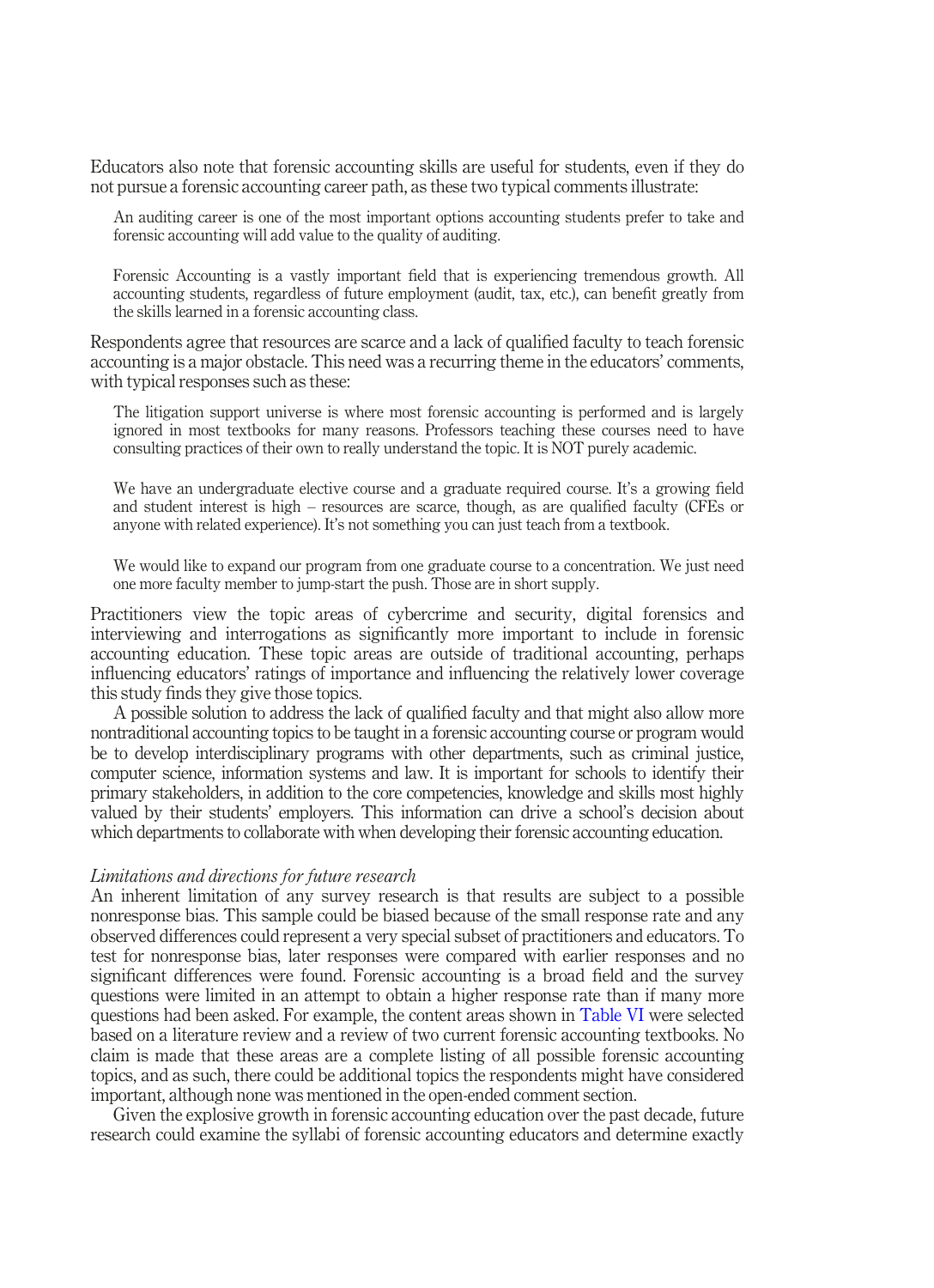Educators also note that forensic accounting skills are useful for students, even if they do not pursue a forensic accounting career path, as these two typical comments illustrate:

> An auditing career is one of the most important options accounting students prefer to take and forensic accounting will add value to the quality of auditing.

> Forensic Accounting is a vastly important field that is experiencing tremendous growth. All accounting students, regardless of future employment (audit, tax, etc.), can benefit greatly from the skills learned in a forensic accounting class.

Respondents agree that resources are scarce and a lack of qualified faculty to teach forensic accounting is a major obstacle. This need was a recurring theme in the educators' comments, with typical responses such as these:

> The litigation support universe is where most forensic accounting is performed and is largely ignored in most textbooks for many reasons. Professors teaching these courses need to have consulting practices of their own to really understand the topic. It is NOT purely academic.

> We have an undergraduate elective course and a graduate required course. It's a growing field and student interest is high – resources are scarce, though, as are qualified faculty (CFEs or anyone with related experience). It's not something you can just teach from a textbook.

> We would like to expand our program from one graduate course to a concentration. We just need one more faculty member to jump-start the push. Those are in short supply.

Practitioners view the topic areas of cybercrime and security, digital forensics and interviewing and interrogations as significantly more important to include in forensic accounting education. These topic areas are outside of traditional accounting, perhaps influencing educators' ratings of importance and influencing the relatively lower coverage this study finds they give those topics.

A possible solution to address the lack of qualified faculty and that might also allow more nontraditional accounting topics to be taught in a forensic accounting course or program would be to develop interdisciplinary programs with other departments, such as criminal justice, computer science, information systems and law. It is important for schools to identify their primary stakeholders, in addition to the core competencies, knowledge and skills most highly valued by their students' employers. This information can drive a school's decision about which departments to collaborate with when developing their forensic accounting education.

### *Limitations and directions for future research*

An inherent limitation of any survey research is that results are subject to a possible nonresponse bias. This sample could be biased because of the small response rate and any observed differences could represent a very special subset of practitioners and educators. To test for nonresponse bias, later responses were compared with earlier responses and no significant differences were found. Forensic accounting is a broad field and the survey questions were limited in an attempt to obtain a higher response rate than if many more questions had been asked. For example, the content areas shown in Table VI were selected based on a literature review and a review of two current forensic accounting textbooks. No claim is made that these areas are a complete listing of all possible forensic accounting topics, and as such, there could be additional topics the respondents might have considered important, although none was mentioned in the open-ended comment section.

Given the explosive growth in forensic accounting education over the past decade, future research could examine the syllabi of forensic accounting educators and determine exactly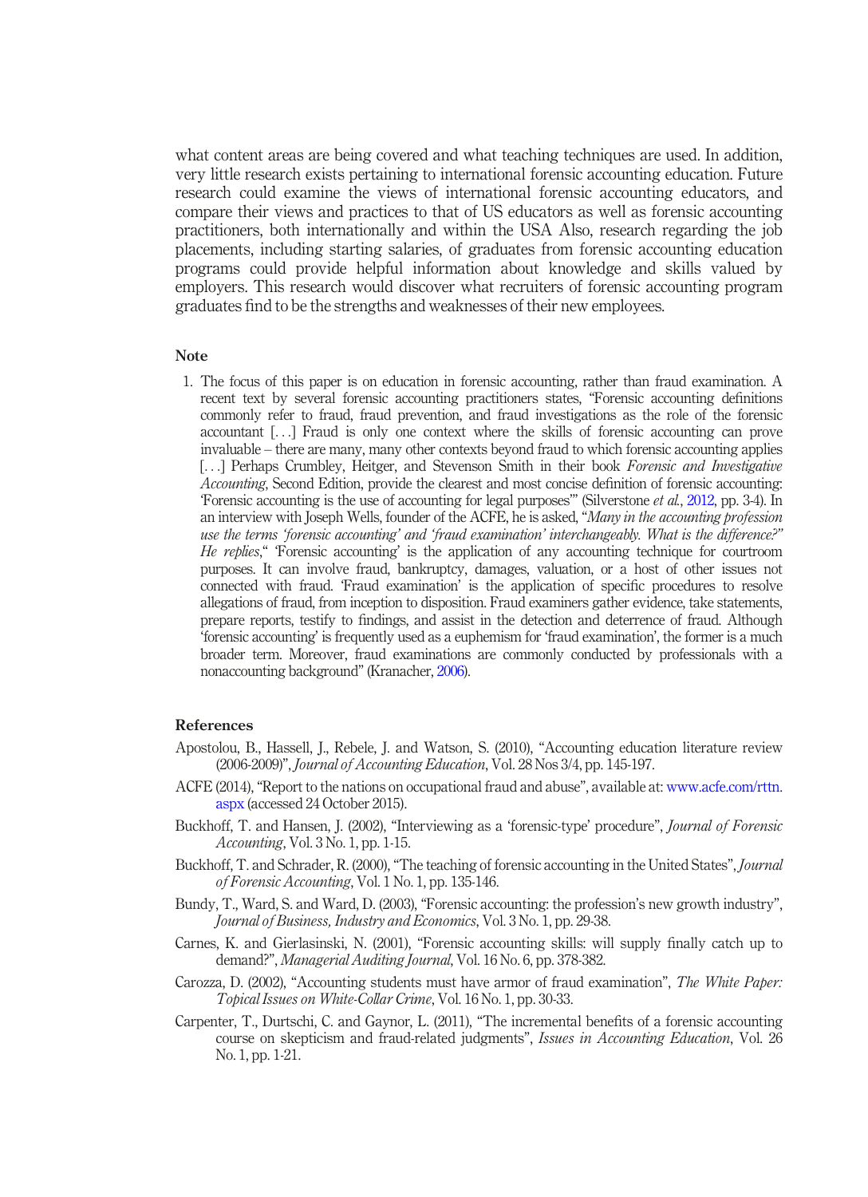what content areas are being covered and what teaching techniques are used. In addition, very little research exists pertaining to international forensic accounting education. Future research could examine the views of international forensic accounting educators, and compare their views and practices to that of US educators as well as forensic accounting practitioners, both internationally and within the USA Also, research regarding the job placements, including starting salaries, of graduates from forensic accounting education programs could provide helpful information about knowledge and skills valued by employers. This research would discover what recruiters of forensic accounting program graduates find to be the strengths and weaknesses of their new employees.

## Note

1. The focus of this paper is on education in forensic accounting, rather than fraud examination. A recent text by several forensic accounting practitioners states, "Forensic accounting definitions commonly refer to fraud, fraud prevention, and fraud investigations as the role of the forensic accountant [. . .] Fraud is only one context where the skills of forensic accounting can prove invaluable – there are many, many other contexts beyond fraud to which forensic accounting applies [. . .] Perhaps Crumbley, Heitger, and Stevenson Smith in their book *Forensic and Investigative Accounting*, Second Edition, provide the clearest and most concise definition of forensic accounting: 'Forensic accounting is the use of accounting for legal purposes'" (Silverstone *et al.*, 2012, pp. 3-4). In an interview with Joseph Wells, founder of the ACFE, he is asked, "*Many in the accounting profession use the terms 'forensic accounting' and 'fraud examination' interchangeably. What is the difference?" He replies*," 'Forensic accounting' is the application of any accounting technique for courtroom purposes. It can involve fraud, bankruptcy, damages, valuation, or a host of other issues not connected with fraud. 'Fraud examination' is the application of specific procedures to resolve allegations of fraud, from inception to disposition. Fraud examiners gather evidence, take statements, prepare reports, testify to findings, and assist in the detection and deterrence of fraud. Although 'forensic accounting' is frequently used as a euphemism for 'fraud examination', the former is a much broader term. Moreover, fraud examinations are commonly conducted by professionals with a nonaccounting background" (Kranacher, 2006).

## References

Apostolou, B., Hassell, J., Rebele, J. and Watson, S. (2010), "Accounting education literature review (2006-2009)", *Journal of Accounting Education*, Vol. 28 Nos 3/4, pp. 145-197.

ACFE (2014), "Report to the nations on occupational fraud and abuse", available at: www.acfe.com/rttn.aspx (accessed 24 October 2015).

Buckhoff, T. and Hansen, J. (2002), "Interviewing as a 'forensic-type' procedure", *Journal of Forensic Accounting*, Vol. 3 No. 1, pp. 1-15.

Buckhoff, T. and Schrader, R. (2000), "The teaching of forensic accounting in the United States", *Journal of Forensic Accounting*, Vol. 1 No. 1, pp. 135-146.

Bundy, T., Ward, S. and Ward, D. (2003), "Forensic accounting: the profession's new growth industry", *Journal of Business, Industry and Economics*, Vol. 3 No. 1, pp. 29-38.

Carnes, K. and Gierlasinski, N. (2001), "Forensic accounting skills: will supply finally catch up to demand?", *Managerial Auditing Journal*, Vol. 16 No. 6, pp. 378-382.

Carozza, D. (2002), "Accounting students must have armor of fraud examination", *The White Paper: Topical Issues on White-Collar Crime*, Vol. 16 No. 1, pp. 30-33.

Carpenter, T., Durtschi, C. and Gaynor, L. (2011), "The incremental benefits of a forensic accounting course on skepticism and fraud-related judgments", *Issues in Accounting Education*, Vol. 26 No. 1, pp. 1-21.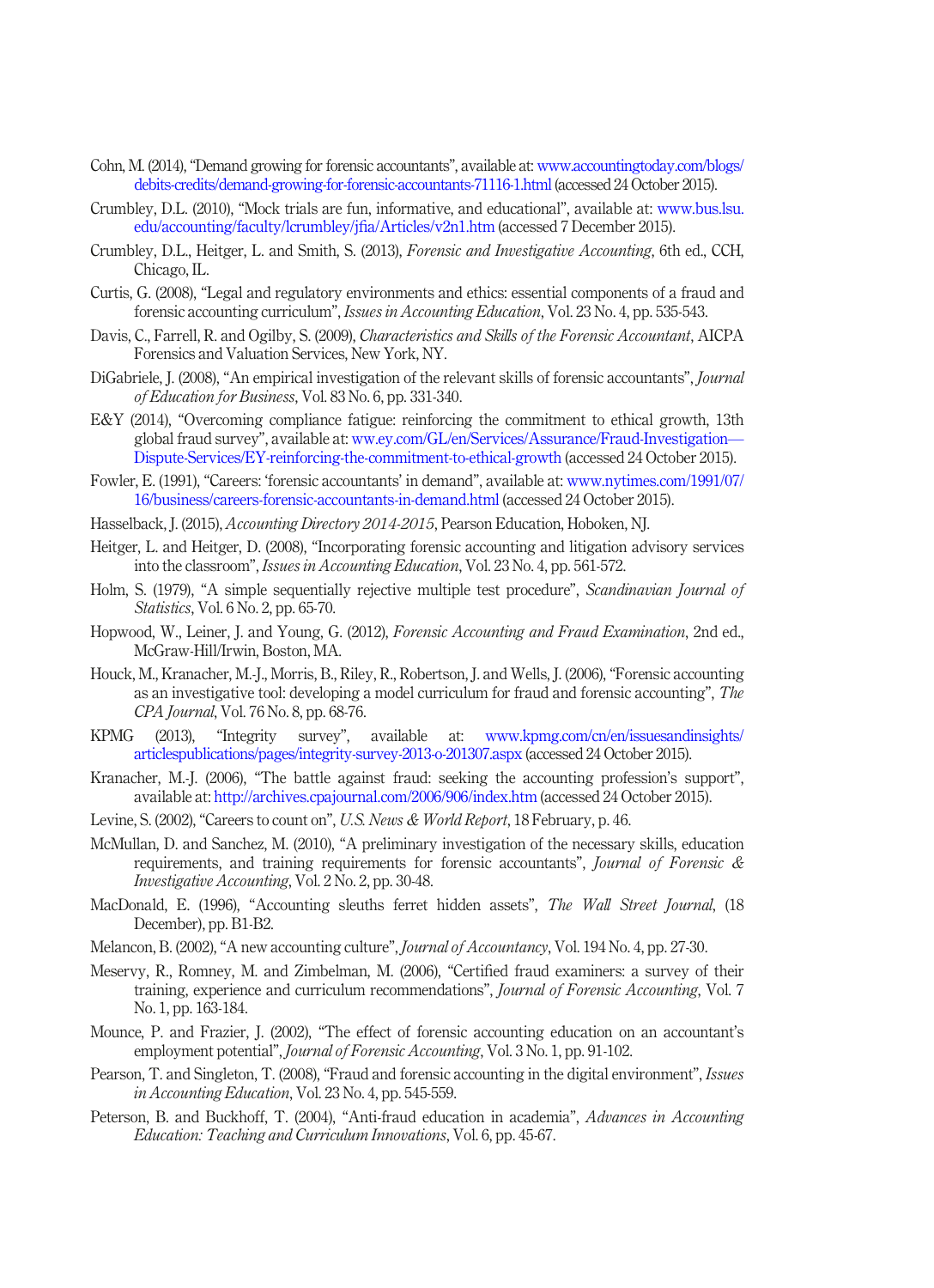Cohn, M. (2014), "Demand growing for forensic accountants", available at: www.accountingtoday.com/blogs/debits-credits/demand-growing-for-forensic-accountants-71116-1.html (accessed 24 October 2015).

Crumbley, D.L. (2010), "Mock trials are fun, informative, and educational", available at: www.bus.lsu.edu/accounting/faculty/lcrumbley/jfia/Articles/v2n1.htm (accessed 7 December 2015).

Crumbley, D.L., Heitger, L. and Smith, S. (2013), *Forensic and Investigative Accounting*, 6th ed., CCH, Chicago, IL.

Curtis, G. (2008), "Legal and regulatory environments and ethics: essential components of a fraud and forensic accounting curriculum", *Issues in Accounting Education*, Vol. 23 No. 4, pp. 535-543.

Davis, C., Farrell, R. and Ogilby, S. (2009), *Characteristics and Skills of the Forensic Accountant*, AICPA Forensics and Valuation Services, New York, NY.

DiGabriele, J. (2008), "An empirical investigation of the relevant skills of forensic accountants", *Journal of Education for Business*, Vol. 83 No. 6, pp. 331-340.

E&Y (2014), "Overcoming compliance fatigue: reinforcing the commitment to ethical growth, 13th global fraud survey", available at: ww.ey.com/GL/en/Services/Assurance/Fraud-Investigation—Dispute-Services/EY-reinforcing-the-commitment-to-ethical-growth (accessed 24 October 2015).

Fowler, E. (1991), "Careers: 'forensic accountants' in demand", available at: www.nytimes.com/1991/07/16/business/careers-forensic-accountants-in-demand.html (accessed 24 October 2015).

Hasselback, J. (2015), *Accounting Directory 2014-2015*, Pearson Education, Hoboken, NJ.

Heitger, L. and Heitger, D. (2008), "Incorporating forensic accounting and litigation advisory services into the classroom", *Issues in Accounting Education*, Vol. 23 No. 4, pp. 561-572.

Holm, S. (1979), "A simple sequentially rejective multiple test procedure", *Scandinavian Journal of Statistics*, Vol. 6 No. 2, pp. 65-70.

Hopwood, W., Leiner, J. and Young, G. (2012), *Forensic Accounting and Fraud Examination*, 2nd ed., McGraw-Hill/Irwin, Boston, MA.

Houck, M., Kranacher, M.-J., Morris, B., Riley, R., Robertson, J. and Wells, J. (2006), "Forensic accounting as an investigative tool: developing a model curriculum for fraud and forensic accounting", *The CPA Journal*, Vol. 76 No. 8, pp. 68-76.

KPMG (2013), "Integrity survey", available at: www.kpmg.com/cn/en/issuesandinsights/articlespublications/pages/integrity-survey-2013-o-201307.aspx (accessed 24 October 2015).

Kranacher, M.-J. (2006), "The battle against fraud: seeking the accounting profession's support", available at: http://archives.cpajournal.com/2006/906/index.htm (accessed 24 October 2015).

Levine, S. (2002), "Careers to count on", *U.S. News & World Report*, 18 February, p. 46.

McMullan, D. and Sanchez, M. (2010), "A preliminary investigation of the necessary skills, education requirements, and training requirements for forensic accountants", *Journal of Forensic & Investigative Accounting*, Vol. 2 No. 2, pp. 30-48.

MacDonald, E. (1996), "Accounting sleuths ferret hidden assets", *The Wall Street Journal*, (18 December), pp. B1-B2.

Melancon, B. (2002), "A new accounting culture", *Journal of Accountancy*, Vol. 194 No. 4, pp. 27-30.

Meservy, R., Romney, M. and Zimbelman, M. (2006), "Certified fraud examiners: a survey of their training, experience and curriculum recommendations", *Journal of Forensic Accounting*, Vol. 7 No. 1, pp. 163-184.

Mounce, P. and Frazier, J. (2002), "The effect of forensic accounting education on an accountant's employment potential", *Journal of Forensic Accounting*, Vol. 3 No. 1, pp. 91-102.

Pearson, T. and Singleton, T. (2008), "Fraud and forensic accounting in the digital environment", *Issues in Accounting Education*, Vol. 23 No. 4, pp. 545-559.

Peterson, B. and Buckhoff, T. (2004), "Anti-fraud education in academia", *Advances in Accounting Education: Teaching and Curriculum Innovations*, Vol. 6, pp. 45-67.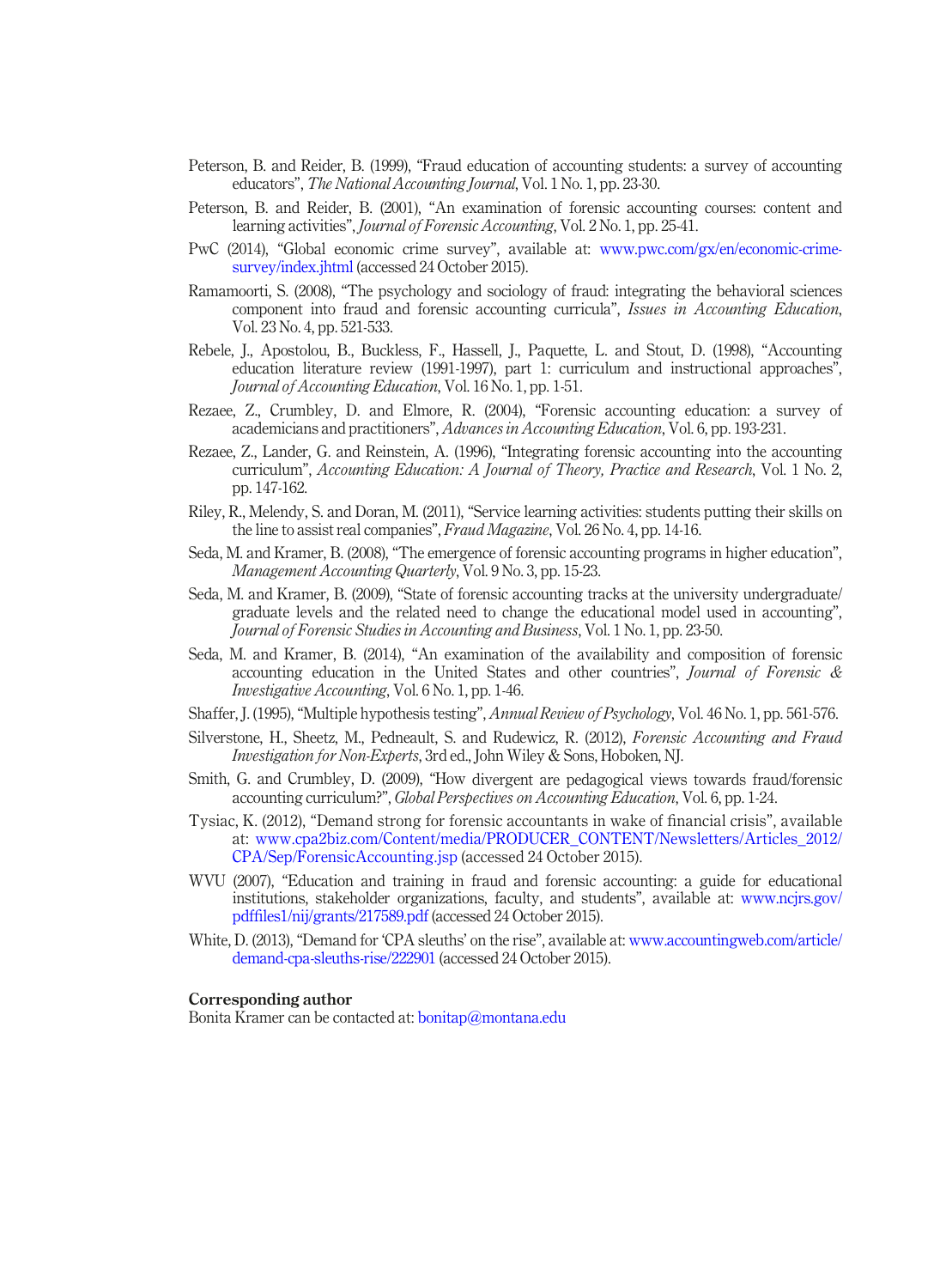Peterson, B. and Reider, B. (1999), "Fraud education of accounting students: a survey of accounting educators", *The National Accounting Journal*, Vol. 1 No. 1, pp. 23-30.

Peterson, B. and Reider, B. (2001), "An examination of forensic accounting courses: content and learning activities", *Journal of Forensic Accounting*, Vol. 2 No. 1, pp. 25-41.

PwC (2014), "Global economic crime survey", available at: www.pwc.com/gx/en/economic-crime-survey/index.jhtml (accessed 24 October 2015).

Ramamoorti, S. (2008), "The psychology and sociology of fraud: integrating the behavioral sciences component into fraud and forensic accounting curricula", *Issues in Accounting Education*, Vol. 23 No. 4, pp. 521-533.

Rebele, J., Apostolou, B., Buckless, F., Hassell, J., Paquette, L. and Stout, D. (1998), "Accounting education literature review (1991-1997), part 1: curriculum and instructional approaches", *Journal of Accounting Education*, Vol. 16 No. 1, pp. 1-51.

Rezaee, Z., Crumbley, D. and Elmore, R. (2004), "Forensic accounting education: a survey of academicians and practitioners", *Advances in Accounting Education*, Vol. 6, pp. 193-231.

Rezaee, Z., Lander, G. and Reinstein, A. (1996), "Integrating forensic accounting into the accounting curriculum", *Accounting Education: A Journal of Theory, Practice and Research*, Vol. 1 No. 2, pp. 147-162.

Riley, R., Melendy, S. and Doran, M. (2011), "Service learning activities: students putting their skills on the line to assist real companies", *Fraud Magazine*, Vol. 26 No. 4, pp. 14-16.

Seda, M. and Kramer, B. (2008), "The emergence of forensic accounting programs in higher education", *Management Accounting Quarterly*, Vol. 9 No. 3, pp. 15-23.

Seda, M. and Kramer, B. (2009), "State of forensic accounting tracks at the university undergraduate/graduate levels and the related need to change the educational model used in accounting", *Journal of Forensic Studies in Accounting and Business*, Vol. 1 No. 1, pp. 23-50.

Seda, M. and Kramer, B. (2014), "An examination of the availability and composition of forensic accounting education in the United States and other countries", *Journal of Forensic & Investigative Accounting*, Vol. 6 No. 1, pp. 1-46.

Shaffer, J. (1995), "Multiple hypothesis testing", *Annual Review of Psychology*, Vol. 46 No. 1, pp. 561-576.

Silverstone, H., Sheetz, M., Pedneault, S. and Rudewicz, R. (2012), *Forensic Accounting and Fraud Investigation for Non-Experts*, 3rd ed., John Wiley & Sons, Hoboken, NJ.

Smith, G. and Crumbley, D. (2009), "How divergent are pedagogical views towards fraud/forensic accounting curriculum?", *Global Perspectives on Accounting Education*, Vol. 6, pp. 1-24.

Tysiac, K. (2012), "Demand strong for forensic accountants in wake of financial crisis", available at: www.cpa2biz.com/Content/media/PRODUCER_CONTENT/Newsletters/Articles_2012/CPA/Sep/ForensicAccounting.jsp (accessed 24 October 2015).

WVU (2007), "Education and training in fraud and forensic accounting: a guide for educational institutions, stakeholder organizations, faculty, and students", available at: www.ncjrs.gov/pdffiles1/nij/grants/217589.pdf (accessed 24 October 2015).

White, D. (2013), "Demand for 'CPA sleuths' on the rise", available at: www.accountingweb.com/article/demand-cpa-sleuths-rise/222901 (accessed 24 October 2015).

**Corresponding author**

Bonita Kramer can be contacted at: bonitap@montana.edu